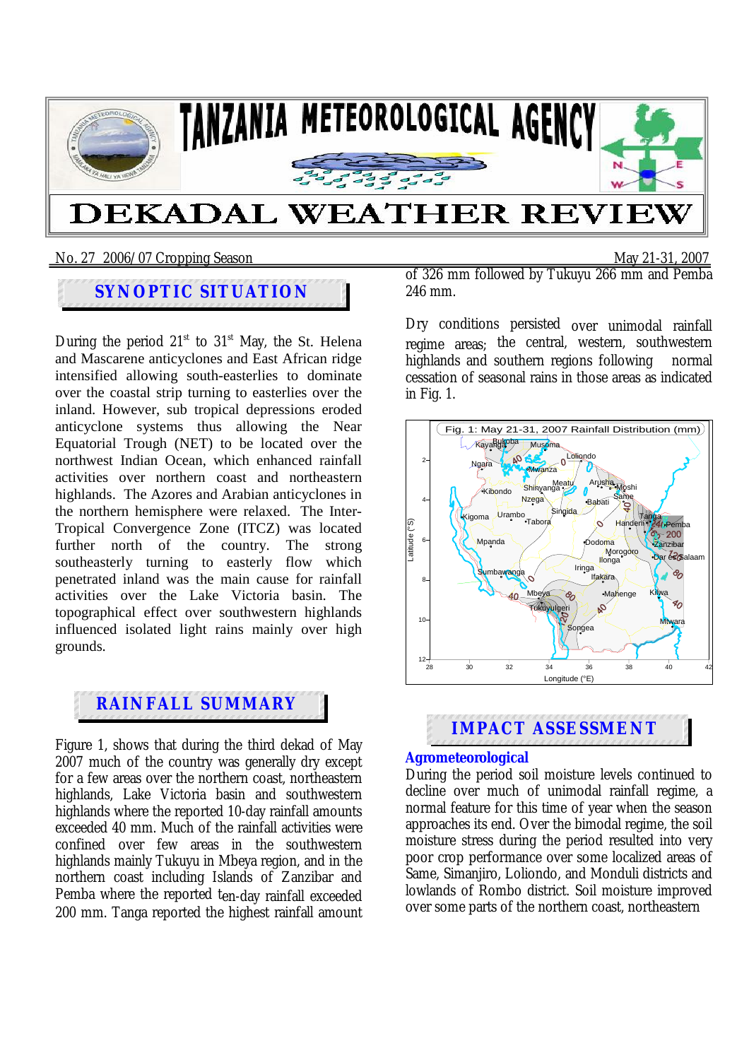# TANZANIA METEOROLOGICAL AGENCY

# DEKADAL WEATHER REVIEW

No. 27 2006/07 Cropping Season — May 21-31, 2007

## SYNOPTIC SITUATION

During the period 21st to 31st May, the St. Helena and Mascarene anticyclones and East African ridge intensified allowing south-easterlies to dominate over the coastal strip turning to easterlies over the inland. However, sub tropical depressions eroded anticyclone systems thus allowing the Near Equatorial Trough (NET) to be located over the northwest Indian Ocean, which enhanced rainfall activities over northern coast and northeastern highlands. The Azores and Arabian anticyclones in the northern hemisphere were relaxed. The Inter-Tropical Convergence Zone (ITCZ) was located further north of the country. The strong southeasterly turning to easterly flow which penetrated inland was the main cause for rainfall activities over the Lake Victoria basin. The topographical effect over southwestern highlands influenced isolated light rains mainly over high grounds.

## RAINFALL SUMMARY

Figure 1, shows that during the third dekad of May 2007 much of the country was generally dry except for a few areas over the northern coast, northeastern highlands, Lake Victoria basin and southwestern highlands where the reported 10-day rainfall amounts exceeded 40 mm. Much of the rainfall activities were confined over few areas in the southwestern highlands mainly Tukuyu in Mbeya region, and in the northern coast including Islands of Zanzibar and Pemba where the reported ten-day rainfall exceeded 200 mm. Tanga reported the highest rainfall amount of 326 mm followed by Tukuyu 266 mm and Pemba 246 mm.

Dry conditions persisted over unimodal rainfall regime areas; the central, western, southwestern highlands and southern regions following normal cessation of seasonal rains in those areas as indicated in Fig. 1.

Fig. 1: May 21-31, 2007 Rainfall Distribution (mm)

## IMPACT ASSESSMENT

### Agrometeorological

During the period soil moisture levels continued to decline over much of unimodal rainfall regime, a normal feature for this time of year when the season approaches its end. Over the bimodal regime, the soil moisture stress during the period resulted into very poor crop performance over some localized areas of Same, Simanjiro, Loliondo, and Monduli districts and lowlands of Rombo district. Soil moisture improved over some parts of the northern coast, northeastern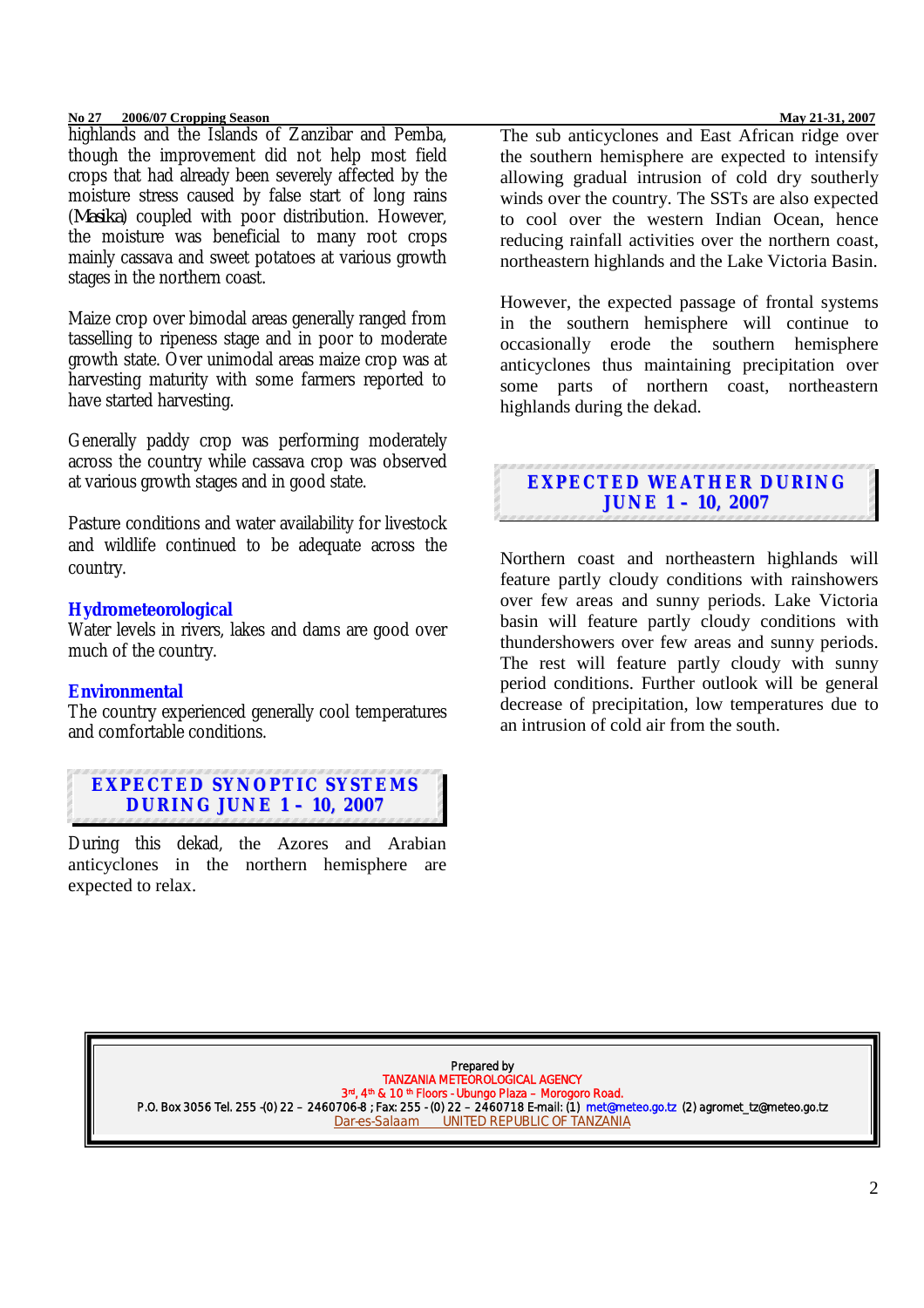highlands and the Islands of Zanzibar and Pemba, though the improvement did not help most field crops that had already been severely affected by the moisture stress caused by false start of long rains (*Masika*) coupled with poor distribution. However, the moisture was beneficial to many root crops mainly cassava and sweet potatoes at various growth stages in the northern coast.

Maize crop over bimodal areas generally ranged from tasselling to ripeness stage and in poor to moderate growth state. Over unimodal areas maize crop was at harvesting maturity with some farmers reported to have started harvesting.

Generally paddy crop was performing moderately across the country while cassava crop was observed at various growth stages and in good state.

Pasture conditions and water availability for livestock and wildlife continued to be adequate across the country.

### Hydrometeorological

Water levels in rivers, lakes and dams are good over much of the country.

### Environmental

The country experienced generally cool temperatures and comfortable conditions.

## EXPECTED SYNOPTIC SYSTEMS DURING JUNE 1 - 10, 2007

During this dekad, the Azores and Arabian anticyclones in the northern hemisphere are expected to relax.

The sub anticyclones and East African ridge over the southern hemisphere are expected to intensify allowing gradual intrusion of cold dry southerly winds over the country. The SSTs are also expected to cool over the western Indian Ocean, hence reducing rainfall activities over the northern coast, northeastern highlands and the Lake Victoria Basin.

However, the expected passage of frontal systems in the southern hemisphere will continue to occasionally erode the southern hemisphere anticyclones thus maintaining precipitation over some parts of northern coast, northeastern highlands during the dekad.

## EXPECTED WEATHER DURING JUNE 1 - 10, 2007

Northern coast and northeastern highlands will feature partly cloudy conditions with rainshowers over few areas and sunny periods. Lake Victoria basin will feature partly cloudy conditions with thundershowers over few areas and sunny periods. The rest will feature partly cloudy with sunny period conditions. Further outlook will be general decrease of precipitation, low temperatures due to an intrusion of cold air from the south.

Prepared by
TANZANIA METEOROLOGICAL AGENCY
3rd, 4th & 10th Floors - Ubungo Plaza – Morogoro Road.
P.O. Box 3056 Tel. 255 -(0) 22 – 2460706-8 ; Fax: 255 - (0) 22 – 2460718 E-mail: (1) met@meteo.go.tz (2) agromet_tz@meteo.go.tz
Dar-es-Salaam UNITED REPUBLIC OF TANZANIA